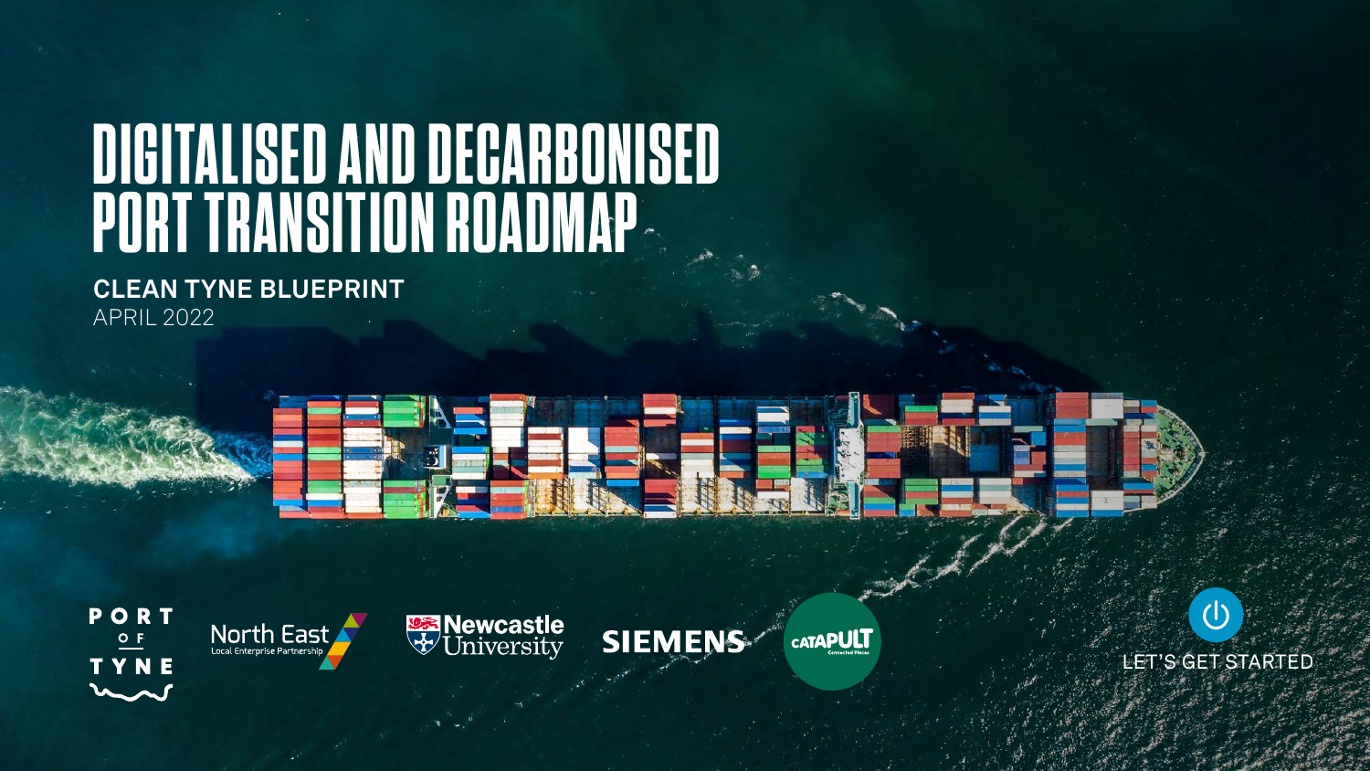# DIGITALISED AND DECARBONISED PORT TRANSITION ROADMAP

**CLEAN TYNE BLUEPRINT**

APRIL 2022

LET'S GET STARTED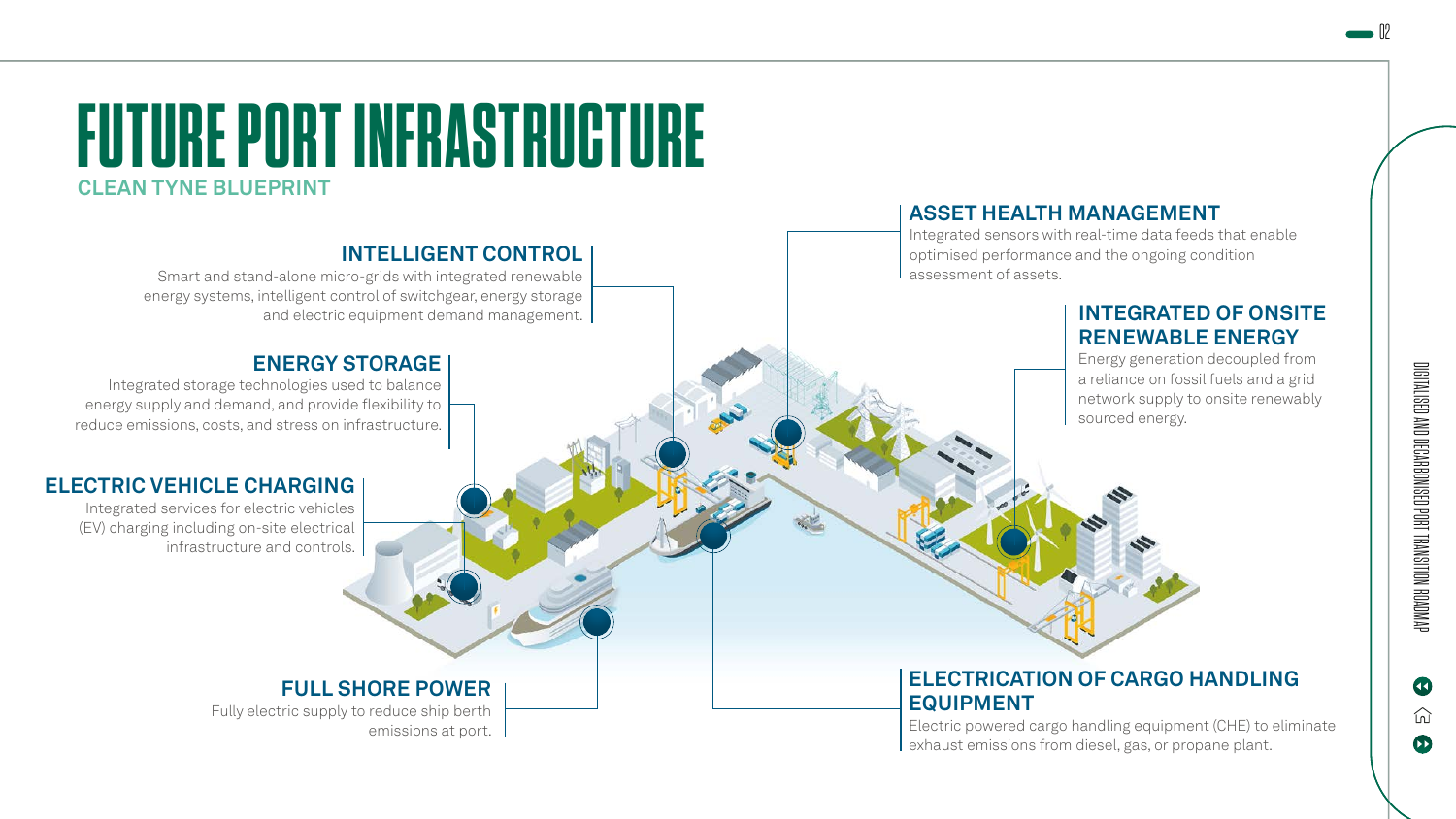# FUTURE PORT INFRASTRUCTURE

## CLEAN TYNE BLUEPRINT

### INTELLIGENT CONTROL

Smart and stand-alone micro-grids with integrated renewable energy systems, intelligent control of switchgear, energy storage and electric equipment demand management.

### ENERGY STORAGE

Integrated storage technologies used to balance energy supply and demand, and provide flexibility to reduce emissions, costs, and stress on infrastructure.

### ELECTRIC VEHICLE CHARGING

Integrated services for electric vehicles (EV) charging including on-site electrical infrastructure and controls.

### FULL SHORE POWER

Fully electric supply to reduce ship berth emissions at port.

### ASSET HEALTH MANAGEMENT

Integrated sensors with real-time data feeds that enable optimised performance and the ongoing condition assessment of assets.

### INTEGRATED OF ONSITE RENEWABLE ENERGY

Energy generation decoupled from a reliance on fossil fuels and a grid network supply to onsite renewably sourced energy.

### ELECTRICATION OF CARGO HANDLING EQUIPMENT

Electric powered cargo handling equipment (CHE) to eliminate exhaust emissions from diesel, gas, or propane plant.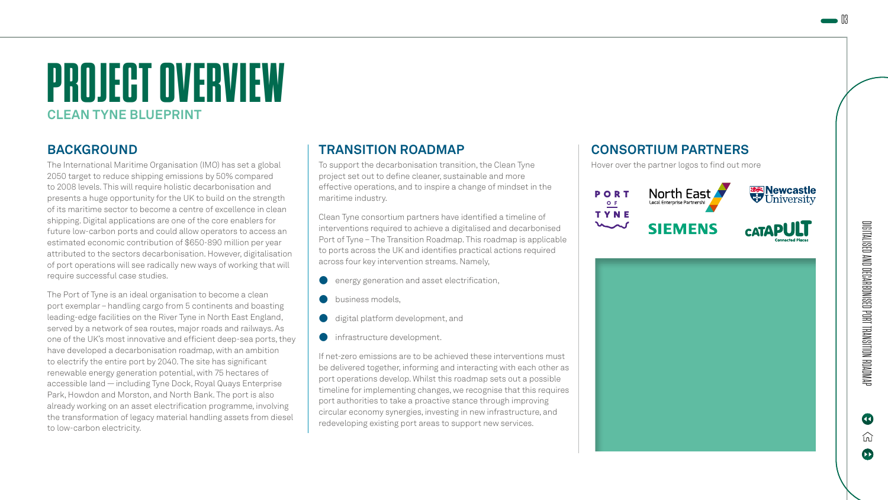# PROJECT OVERVIEW

## CLEAN TYNE BLUEPRINT

### BACKGROUND

The International Maritime Organisation (IMO) has set a global 2050 target to reduce shipping emissions by 50% compared to 2008 levels. This will require holistic decarbonisation and presents a huge opportunity for the UK to build on the strength of its maritime sector to become a centre of excellence in clean shipping. Digital applications are one of the core enablers for future low-carbon ports and could allow operators to access an estimated economic contribution of $650-890 million per year attributed to the sectors decarbonisation. However, digitalisation of port operations will see radically new ways of working that will require successful case studies.

The Port of Tyne is an ideal organisation to become a clean port exemplar – handling cargo from 5 continents and boasting leading-edge facilities on the River Tyne in North East England, served by a network of sea routes, major roads and railways. As one of the UK's most innovative and efficient deep-sea ports, they have developed a decarbonisation roadmap, with an ambition to electrify the entire port by 2040. The site has significant renewable energy generation potential, with 75 hectares of accessible land — including Tyne Dock, Royal Quays Enterprise Park, Howdon and Morston, and North Bank. The port is also already working on an asset electrification programme, involving the transformation of legacy material handling assets from diesel to low-carbon electricity.

### TRANSITION ROADMAP

To support the decarbonisation transition, the Clean Tyne project set out to define cleaner, sustainable and more effective operations, and to inspire a change of mindset in the maritime industry.

Clean Tyne consortium partners have identified a timeline of interventions required to achieve a digitalised and decarbonised Port of Tyne – The Transition Roadmap. This roadmap is applicable to ports across the UK and identifies practical actions required across four key intervention streams. Namely,

- energy generation and asset electrification,
- business models,
- digital platform development, and
- infrastructure development.

If net-zero emissions are to be achieved these interventions must be delivered together, informing and interacting with each other as port operations develop. Whilst this roadmap sets out a possible timeline for implementing changes, we recognise that this requires port authorities to take a proactive stance through improving circular economy synergies, investing in new infrastructure, and redeveloping existing port areas to support new services.

### CONSORTIUM PARTNERS

Hover over the partner logos to find out more

PORT OF TYNE

North East Local Enterprise Partnership

Newcastle University

SIEMENS

CATAPULT Connected Places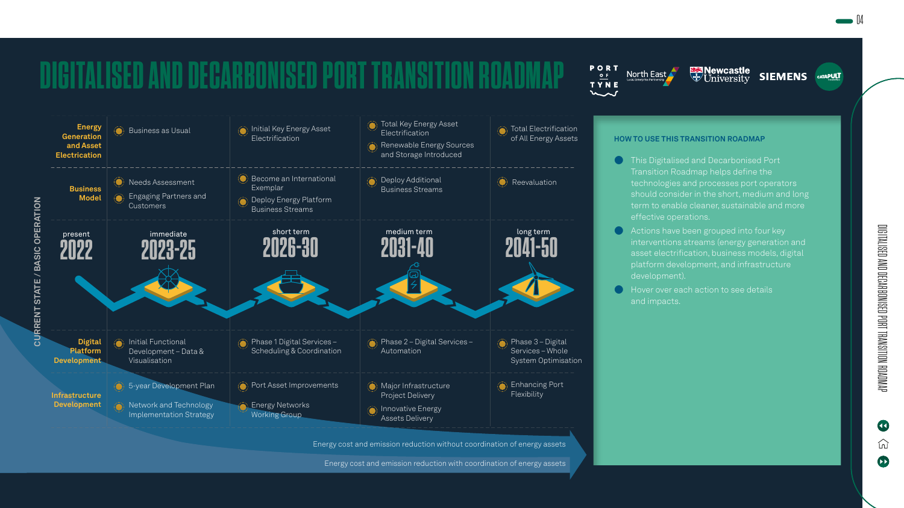# DIGITALISED AND DECARBONISED PORT TRANSITION ROADMAP

Port of Tyne | North East LEP | Newcastle University | Siemens | Catapult

| | present 2022 | immediate 2023-25 | short term 2026-30 | medium term 2031-40 | long term 2041-50 |
|---|---|---|---|---|---|
| **Energy Generation and Asset Electrication** | | Business as Usual | Initial Key Energy Asset Electrification | Total Key Energy Asset Electrification; Renewable Energy Sources and Storage Introduced | Total Electrification of All Energy Assets |
| **Business Model** | | Needs Assessment; Engaging Partners and Customers | Become an International Exemplar; Deploy Energy Platform Business Streams | Deploy Additional Business Streams | Reevaluation |
| **Digital Platform Development** | | Initial Functional Development – Data & Visualisation | Phase 1 Digital Services – Scheduling & Coordination | Phase 2 – Digital Services – Automation | Phase 3 – Digital Services – Whole System Optimisation |
| **Infrastructure Development** | | 5-year Development Plan; Network and Technology Implementation Strategy | Port Asset Improvements; Energy Networks Working Group | Major Infrastructure Project Delivery; Innovative Energy Assets Delivery | Enhancing Port Flexibility |

CURRENT STATE / BASIC OPERATION

Energy cost and emission reduction without coordination of energy assets

Energy cost and emission reduction with coordination of energy assets

## HOW TO USE THIS TRANSITION ROADMAP

- This Digitalised and Decarbonised Port Transition Roadmap helps define the technologies and processes port operators should consider in the short, medium and long term to enable cleaner, sustainable and more effective operations.
- Actions have been grouped into four key interventions streams (energy generation and asset electrification, business models, digital platform development, and infrastructure development).
- Hover over each action to see details and impacts.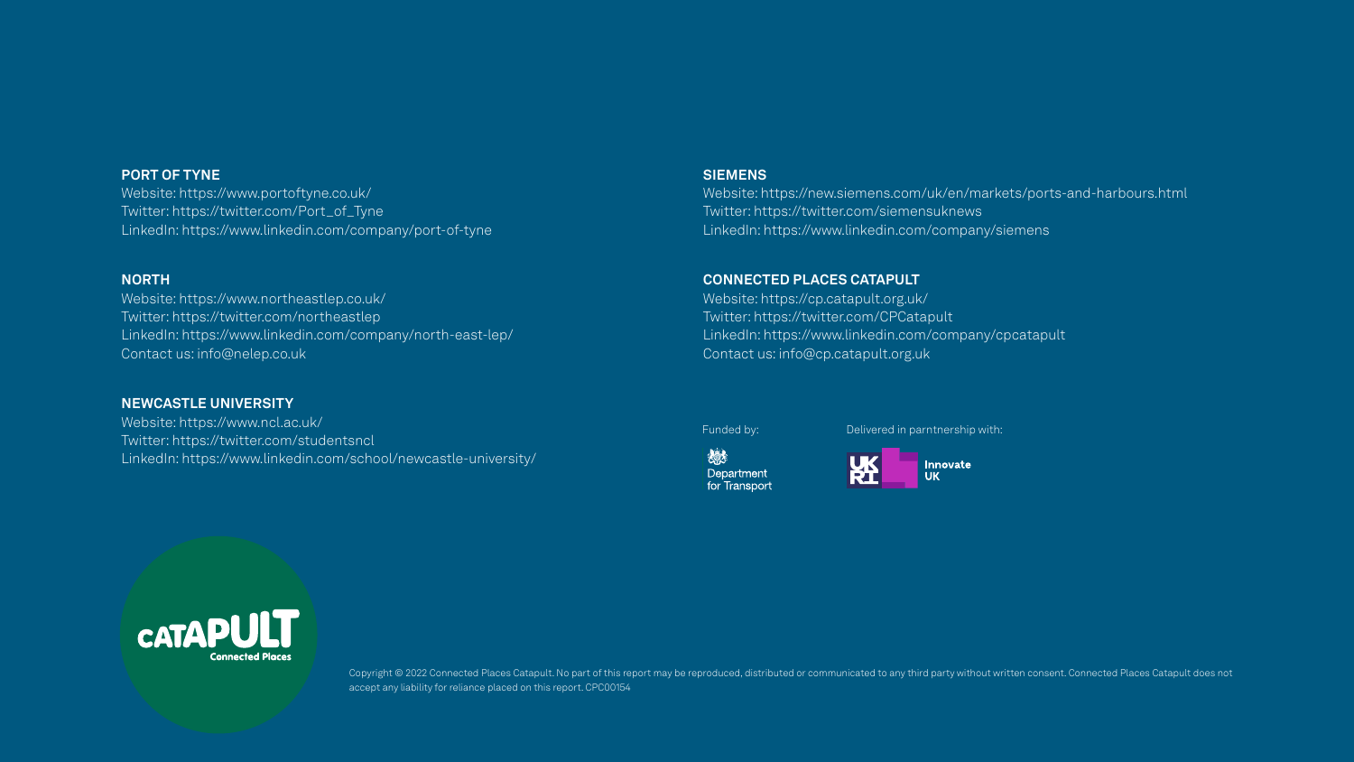**PORT OF TYNE**
Website: https://www.portoftyne.co.uk/
Twitter: https://twitter.com/Port_of_Tyne
LinkedIn: https://www.linkedin.com/company/port-of-tyne

**NORTH**
Website: https://www.northeastlep.co.uk/
Twitter: https://twitter.com/northeastlep
LinkedIn: https://www.linkedin.com/company/north-east-lep/
Contact us: info@nelep.co.uk

**NEWCASTLE UNIVERSITY**
Website: https://www.ncl.ac.uk/
Twitter: https://twitter.com/studentsncl
LinkedIn: https://www.linkedin.com/school/newcastle-university/

**SIEMENS**
Website: https://new.siemens.com/uk/en/markets/ports-and-harbours.html
Twitter: https://twitter.com/siemensuknews
LinkedIn: https://www.linkedin.com/company/siemens

**CONNECTED PLACES CATAPULT**
Website: https://cp.catapult.org.uk/
Twitter: https://twitter.com/CPCatapult
LinkedIn: https://www.linkedin.com/company/cpcatapult
Contact us: info@cp.catapult.org.uk

Funded by: Department for Transport

Delivered in parntnership with: UKRI Innovate UK

Copyright © 2022 Connected Places Catapult. No part of this report may be reproduced, distributed or communicated to any third party without written consent. Connected Places Catapult does not accept any liability for reliance placed on this report. CPC00154